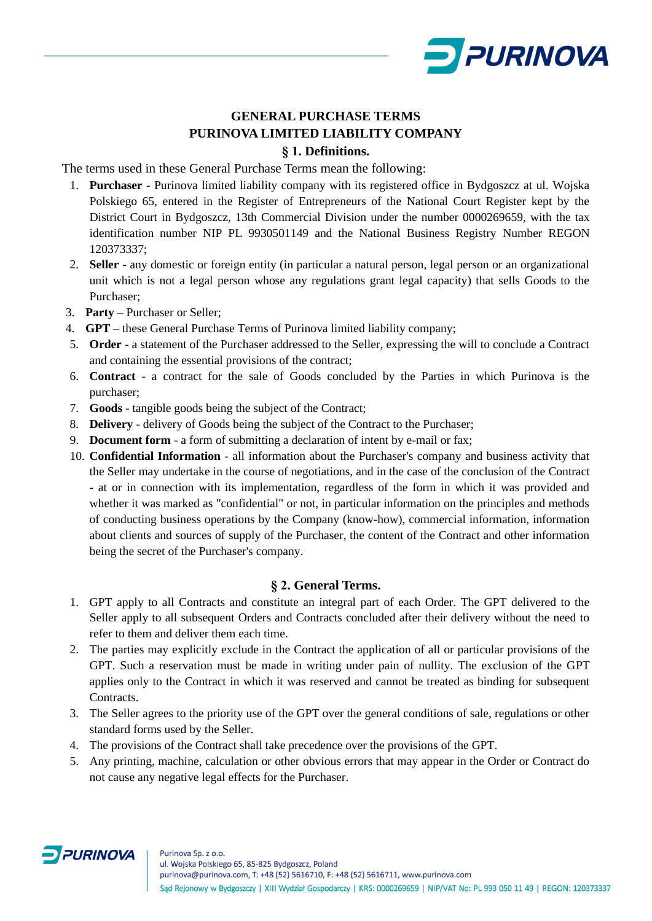# GENERAL PURCHASE TERMS
# PURINOVA LIMITED LIABILITY COMPANY

## § 1. Definitions.

The terms used in these General Purchase Terms mean the following:

1. **Purchaser** - Purinova limited liability company with its registered office in Bydgoszcz at ul. Wojska Polskiego 65, entered in the Register of Entrepreneurs of the National Court Register kept by the District Court in Bydgoszcz, 13th Commercial Division under the number 0000269659, with the tax identification number NIP PL 9930501149 and the National Business Registry Number REGON 120373337;
2. **Seller** - any domestic or foreign entity (in particular a natural person, legal person or an organizational unit which is not a legal person whose any regulations grant legal capacity) that sells Goods to the Purchaser;
3. **Party** – Purchaser or Seller;
4. **GPT** – these General Purchase Terms of Purinova limited liability company;
5. **Order** - a statement of the Purchaser addressed to the Seller, expressing the will to conclude a Contract and containing the essential provisions of the contract;
6. **Contract** - a contract for the sale of Goods concluded by the Parties in which Purinova is the purchaser;
7. **Goods** - tangible goods being the subject of the Contract;
8. **Delivery** - delivery of Goods being the subject of the Contract to the Purchaser;
9. **Document form** - a form of submitting a declaration of intent by e-mail or fax;
10. **Confidential Information** - all information about the Purchaser's company and business activity that the Seller may undertake in the course of negotiations, and in the case of the conclusion of the Contract - at or in connection with its implementation, regardless of the form in which it was provided and whether it was marked as "confidential" or not, in particular information on the principles and methods of conducting business operations by the Company (know-how), commercial information, information about clients and sources of supply of the Purchaser, the content of the Contract and other information being the secret of the Purchaser's company.

## § 2. General Terms.

1. GPT apply to all Contracts and constitute an integral part of each Order. The GPT delivered to the Seller apply to all subsequent Orders and Contracts concluded after their delivery without the need to refer to them and deliver them each time.
2. The parties may explicitly exclude in the Contract the application of all or particular provisions of the GPT. Such a reservation must be made in writing under pain of nullity. The exclusion of the GPT applies only to the Contract in which it was reserved and cannot be treated as binding for subsequent Contracts.
3. The Seller agrees to the priority use of the GPT over the general conditions of sale, regulations or other standard forms used by the Seller.
4. The provisions of the Contract shall take precedence over the provisions of the GPT.
5. Any printing, machine, calculation or other obvious errors that may appear in the Order or Contract do not cause any negative legal effects for the Purchaser.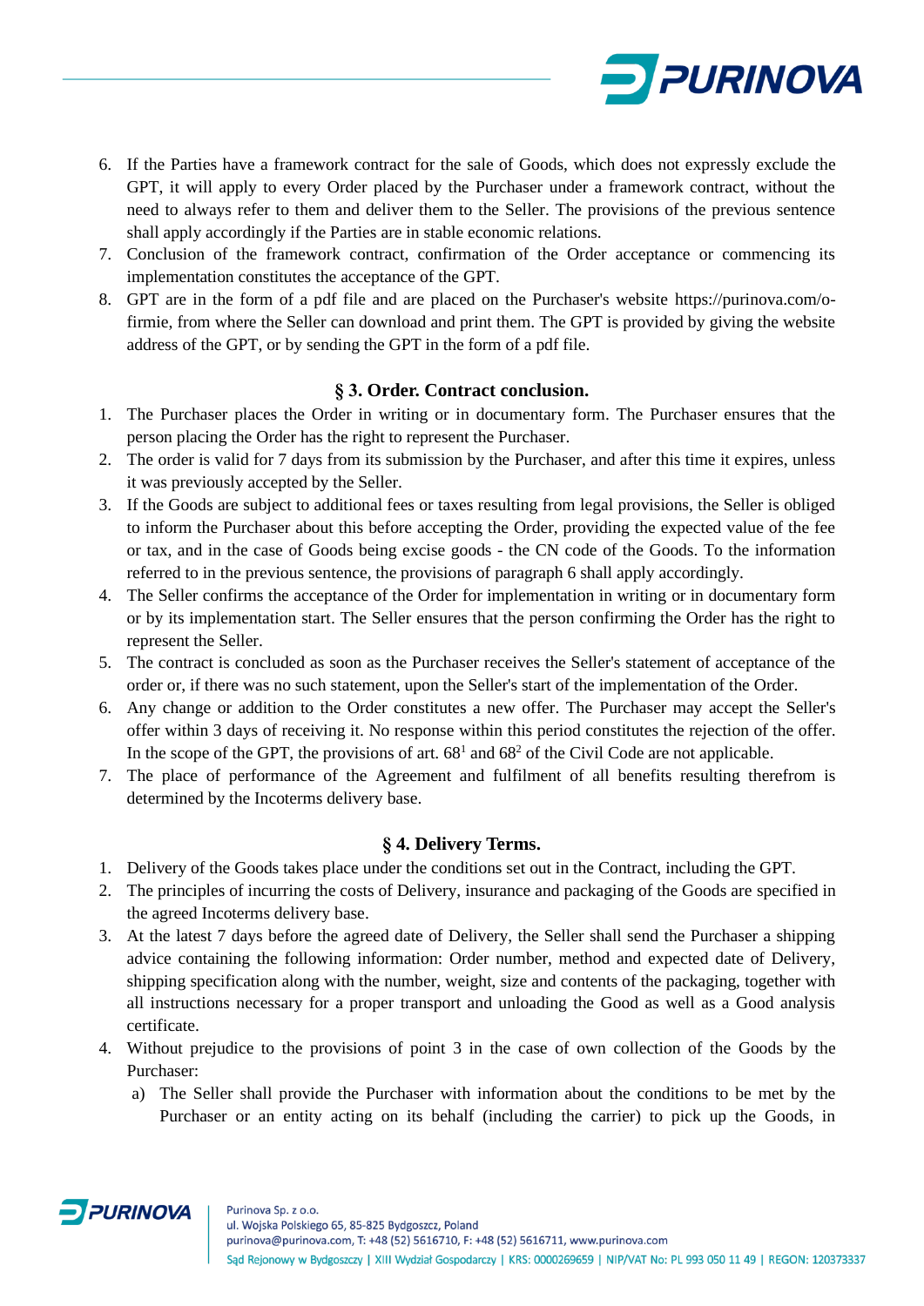6. If the Parties have a framework contract for the sale of Goods, which does not expressly exclude the GPT, it will apply to every Order placed by the Purchaser under a framework contract, without the need to always refer to them and deliver them to the Seller. The provisions of the previous sentence shall apply accordingly if the Parties are in stable economic relations.
7. Conclusion of the framework contract, confirmation of the Order acceptance or commencing its implementation constitutes the acceptance of the GPT.
8. GPT are in the form of a pdf file and are placed on the Purchaser's website https://purinova.com/o-firmie, from where the Seller can download and print them. The GPT is provided by giving the website address of the GPT, or by sending the GPT in the form of a pdf file.

### § 3. Order. Contract conclusion.

1. The Purchaser places the Order in writing or in documentary form. The Purchaser ensures that the person placing the Order has the right to represent the Purchaser.
2. The order is valid for 7 days from its submission by the Purchaser, and after this time it expires, unless it was previously accepted by the Seller.
3. If the Goods are subject to additional fees or taxes resulting from legal provisions, the Seller is obliged to inform the Purchaser about this before accepting the Order, providing the expected value of the fee or tax, and in the case of Goods being excise goods - the CN code of the Goods. To the information referred to in the previous sentence, the provisions of paragraph 6 shall apply accordingly.
4. The Seller confirms the acceptance of the Order for implementation in writing or in documentary form or by its implementation start. The Seller ensures that the person confirming the Order has the right to represent the Seller.
5. The contract is concluded as soon as the Purchaser receives the Seller's statement of acceptance of the order or, if there was no such statement, upon the Seller's start of the implementation of the Order.
6. Any change or addition to the Order constitutes a new offer. The Purchaser may accept the Seller's offer within 3 days of receiving it. No response within this period constitutes the rejection of the offer. In the scope of the GPT, the provisions of art. $68^1$ and $68^2$ of the Civil Code are not applicable.
7. The place of performance of the Agreement and fulfilment of all benefits resulting therefrom is determined by the Incoterms delivery base.

### § 4. Delivery Terms.

1. Delivery of the Goods takes place under the conditions set out in the Contract, including the GPT.
2. The principles of incurring the costs of Delivery, insurance and packaging of the Goods are specified in the agreed Incoterms delivery base.
3. At the latest 7 days before the agreed date of Delivery, the Seller shall send the Purchaser a shipping advice containing the following information: Order number, method and expected date of Delivery, shipping specification along with the number, weight, size and contents of the packaging, together with all instructions necessary for a proper transport and unloading the Good as well as a Good analysis certificate.
4. Without prejudice to the provisions of point 3 in the case of own collection of the Goods by the Purchaser:
   a) The Seller shall provide the Purchaser with information about the conditions to be met by the Purchaser or an entity acting on its behalf (including the carrier) to pick up the Goods, in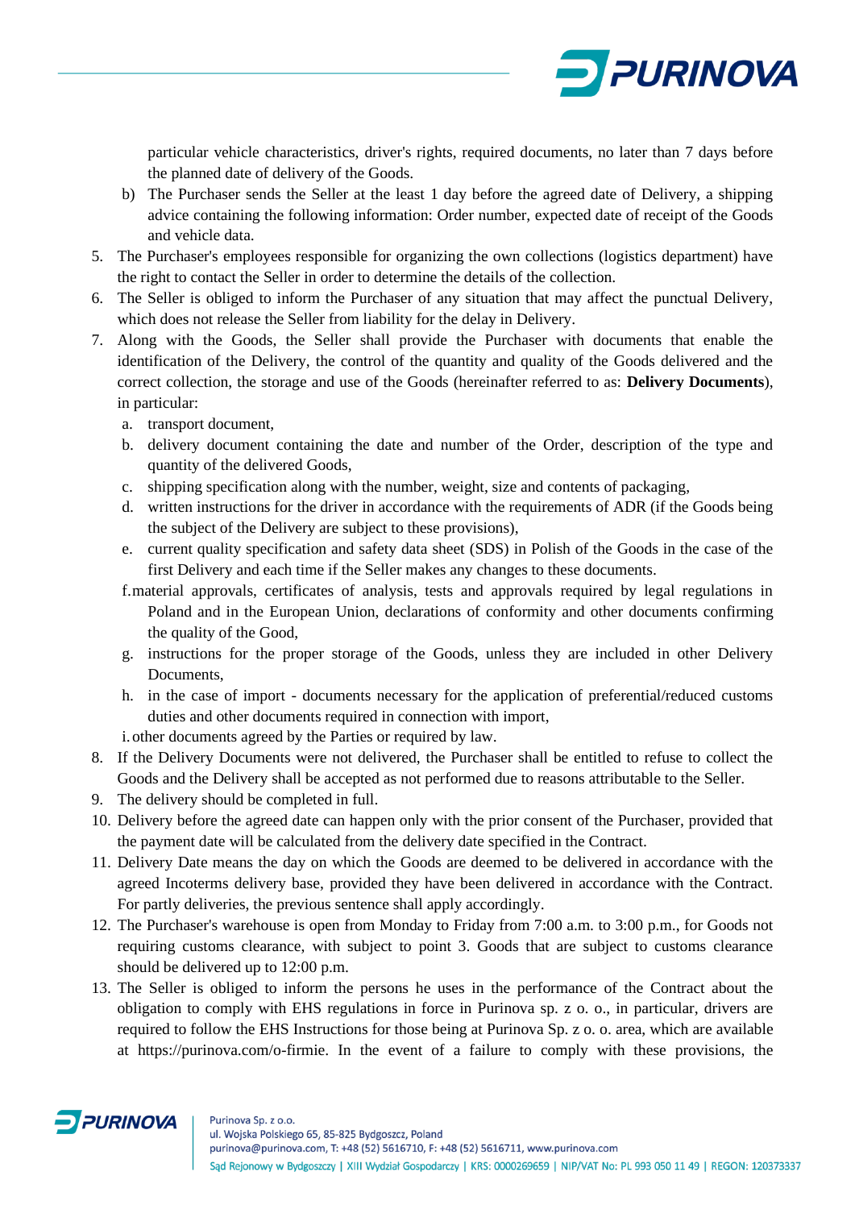particular vehicle characteristics, driver's rights, required documents, no later than 7 days before the planned date of delivery of the Goods.

b) The Purchaser sends the Seller at the least 1 day before the agreed date of Delivery, a shipping advice containing the following information: Order number, expected date of receipt of the Goods and vehicle data.

5. The Purchaser's employees responsible for organizing the own collections (logistics department) have the right to contact the Seller in order to determine the details of the collection.
6. The Seller is obliged to inform the Purchaser of any situation that may affect the punctual Delivery, which does not release the Seller from liability for the delay in Delivery.
7. Along with the Goods, the Seller shall provide the Purchaser with documents that enable the identification of the Delivery, the control of the quantity and quality of the Goods delivered and the correct collection, the storage and use of the Goods (hereinafter referred to as: **Delivery Documents**), in particular:
   a. transport document,
   b. delivery document containing the date and number of the Order, description of the type and quantity of the delivered Goods,
   c. shipping specification along with the number, weight, size and contents of packaging,
   d. written instructions for the driver in accordance with the requirements of ADR (if the Goods being the subject of the Delivery are subject to these provisions),
   e. current quality specification and safety data sheet (SDS) in Polish of the Goods in the case of the first Delivery and each time if the Seller makes any changes to these documents.
   f. material approvals, certificates of analysis, tests and approvals required by legal regulations in Poland and in the European Union, declarations of conformity and other documents confirming the quality of the Good,
   g. instructions for the proper storage of the Goods, unless they are included in other Delivery Documents,
   h. in the case of import - documents necessary for the application of preferential/reduced customs duties and other documents required in connection with import,
   i. other documents agreed by the Parties or required by law.
8. If the Delivery Documents were not delivered, the Purchaser shall be entitled to refuse to collect the Goods and the Delivery shall be accepted as not performed due to reasons attributable to the Seller.
9. The delivery should be completed in full.
10. Delivery before the agreed date can happen only with the prior consent of the Purchaser, provided that the payment date will be calculated from the delivery date specified in the Contract.
11. Delivery Date means the day on which the Goods are deemed to be delivered in accordance with the agreed Incoterms delivery base, provided they have been delivered in accordance with the Contract. For partly deliveries, the previous sentence shall apply accordingly.
12. The Purchaser's warehouse is open from Monday to Friday from 7:00 a.m. to 3:00 p.m., for Goods not requiring customs clearance, with subject to point 3. Goods that are subject to customs clearance should be delivered up to 12:00 p.m.
13. The Seller is obliged to inform the persons he uses in the performance of the Contract about the obligation to comply with EHS regulations in force in Purinova sp. z o. o., in particular, drivers are required to follow the EHS Instructions for those being at Purinova Sp. z o. o. area, which are available at https://purinova.com/o-firmie. In the event of a failure to comply with these provisions, the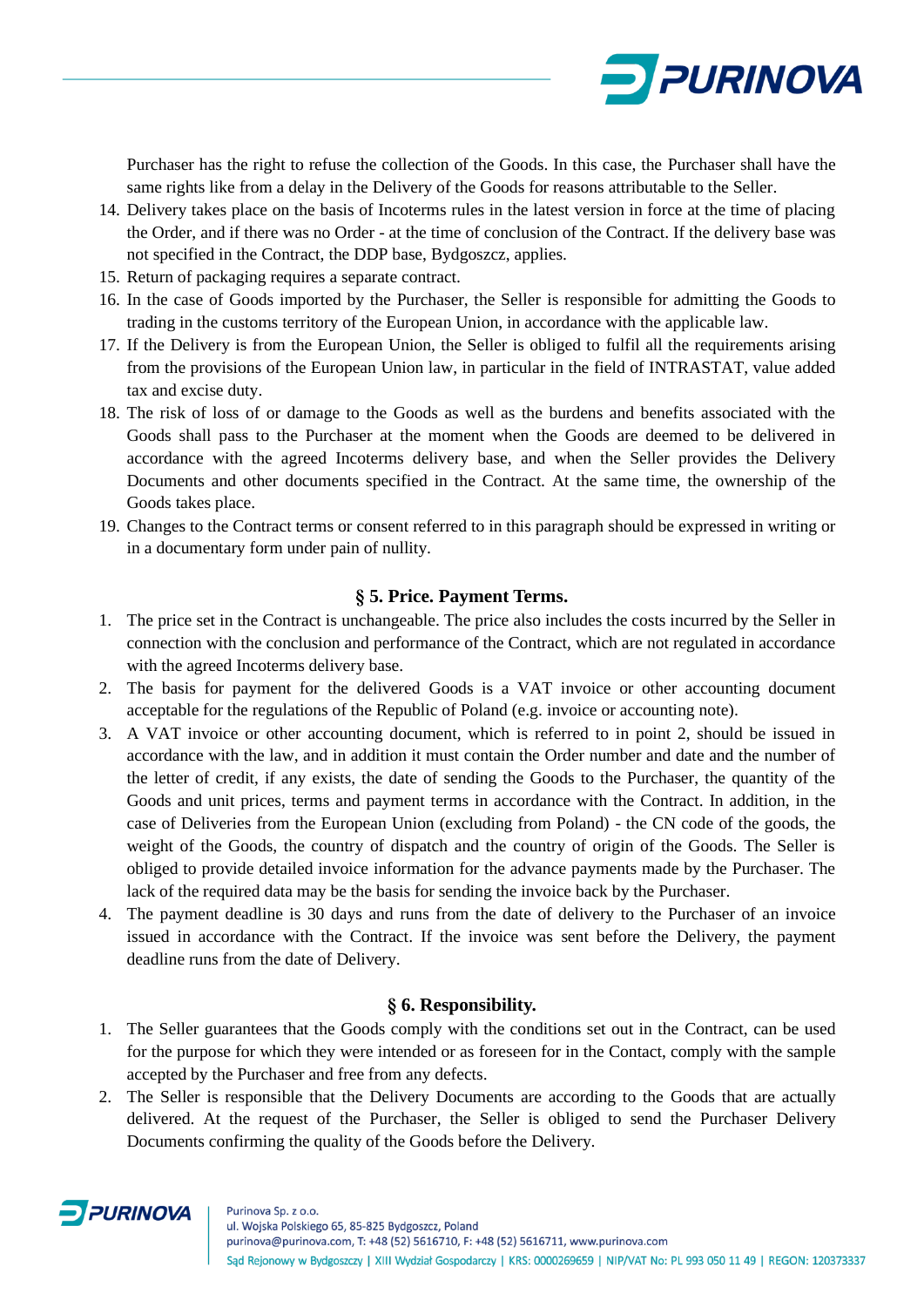Purchaser has the right to refuse the collection of the Goods. In this case, the Purchaser shall have the same rights like from a delay in the Delivery of the Goods for reasons attributable to the Seller.

14. Delivery takes place on the basis of Incoterms rules in the latest version in force at the time of placing the Order, and if there was no Order - at the time of conclusion of the Contract. If the delivery base was not specified in the Contract, the DDP base, Bydgoszcz, applies.
15. Return of packaging requires a separate contract.
16. In the case of Goods imported by the Purchaser, the Seller is responsible for admitting the Goods to trading in the customs territory of the European Union, in accordance with the applicable law.
17. If the Delivery is from the European Union, the Seller is obliged to fulfil all the requirements arising from the provisions of the European Union law, in particular in the field of INTRASTAT, value added tax and excise duty.
18. The risk of loss of or damage to the Goods as well as the burdens and benefits associated with the Goods shall pass to the Purchaser at the moment when the Goods are deemed to be delivered in accordance with the agreed Incoterms delivery base, and when the Seller provides the Delivery Documents and other documents specified in the Contract. At the same time, the ownership of the Goods takes place.
19. Changes to the Contract terms or consent referred to in this paragraph should be expressed in writing or in a documentary form under pain of nullity.

## § 5. Price. Payment Terms.

1. The price set in the Contract is unchangeable. The price also includes the costs incurred by the Seller in connection with the conclusion and performance of the Contract, which are not regulated in accordance with the agreed Incoterms delivery base.
2. The basis for payment for the delivered Goods is a VAT invoice or other accounting document acceptable for the regulations of the Republic of Poland (e.g. invoice or accounting note).
3. A VAT invoice or other accounting document, which is referred to in point 2, should be issued in accordance with the law, and in addition it must contain the Order number and date and the number of the letter of credit, if any exists, the date of sending the Goods to the Purchaser, the quantity of the Goods and unit prices, terms and payment terms in accordance with the Contract. In addition, in the case of Deliveries from the European Union (excluding from Poland) - the CN code of the goods, the weight of the Goods, the country of dispatch and the country of origin of the Goods. The Seller is obliged to provide detailed invoice information for the advance payments made by the Purchaser. The lack of the required data may be the basis for sending the invoice back by the Purchaser.
4. The payment deadline is 30 days and runs from the date of delivery to the Purchaser of an invoice issued in accordance with the Contract. If the invoice was sent before the Delivery, the payment deadline runs from the date of Delivery.

## § 6. Responsibility.

1. The Seller guarantees that the Goods comply with the conditions set out in the Contract, can be used for the purpose for which they were intended or as foreseen for in the Contact, comply with the sample accepted by the Purchaser and free from any defects.
2. The Seller is responsible that the Delivery Documents are according to the Goods that are actually delivered. At the request of the Purchaser, the Seller is obliged to send the Purchaser Delivery Documents confirming the quality of the Goods before the Delivery.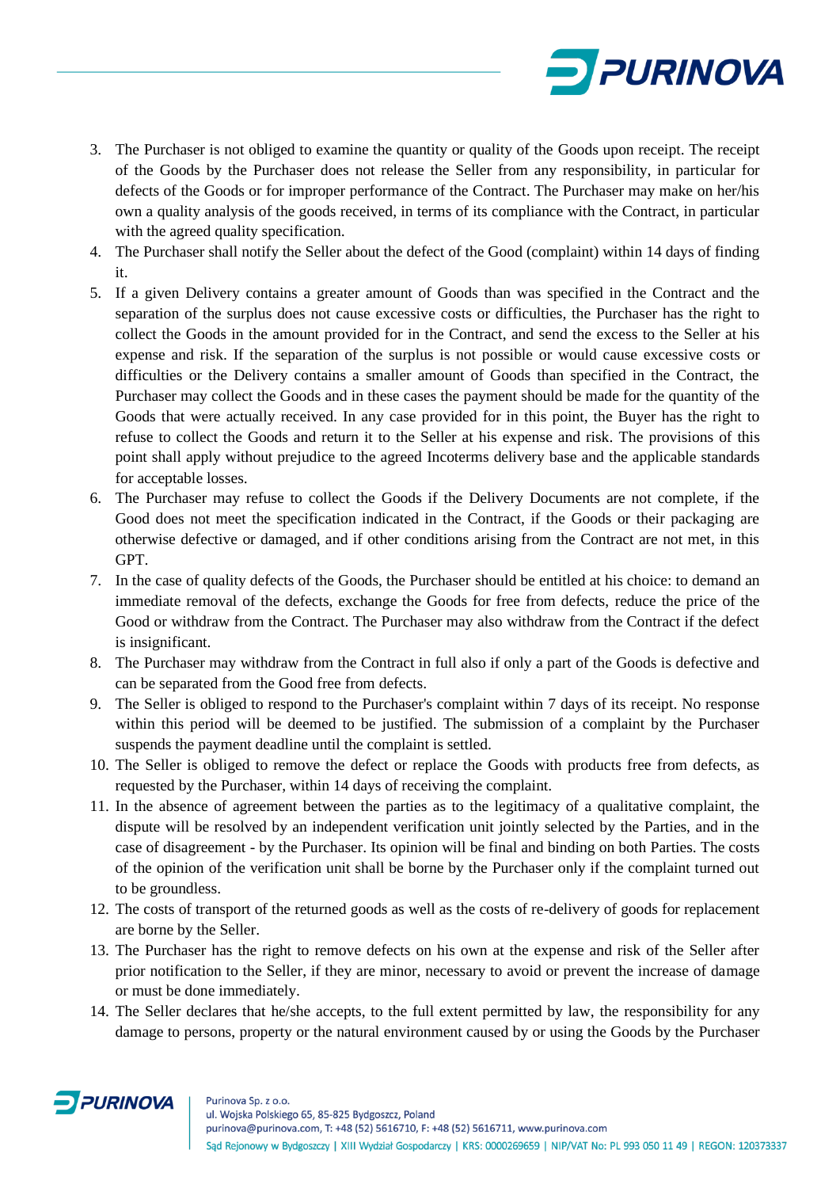3. The Purchaser is not obliged to examine the quantity or quality of the Goods upon receipt. The receipt of the Goods by the Purchaser does not release the Seller from any responsibility, in particular for defects of the Goods or for improper performance of the Contract. The Purchaser may make on her/his own a quality analysis of the goods received, in terms of its compliance with the Contract, in particular with the agreed quality specification.
4. The Purchaser shall notify the Seller about the defect of the Good (complaint) within 14 days of finding it.
5. If a given Delivery contains a greater amount of Goods than was specified in the Contract and the separation of the surplus does not cause excessive costs or difficulties, the Purchaser has the right to collect the Goods in the amount provided for in the Contract, and send the excess to the Seller at his expense and risk. If the separation of the surplus is not possible or would cause excessive costs or difficulties or the Delivery contains a smaller amount of Goods than specified in the Contract, the Purchaser may collect the Goods and in these cases the payment should be made for the quantity of the Goods that were actually received. In any case provided for in this point, the Buyer has the right to refuse to collect the Goods and return it to the Seller at his expense and risk. The provisions of this point shall apply without prejudice to the agreed Incoterms delivery base and the applicable standards for acceptable losses.
6. The Purchaser may refuse to collect the Goods if the Delivery Documents are not complete, if the Good does not meet the specification indicated in the Contract, if the Goods or their packaging are otherwise defective or damaged, and if other conditions arising from the Contract are not met, in this GPT.
7. In the case of quality defects of the Goods, the Purchaser should be entitled at his choice: to demand an immediate removal of the defects, exchange the Goods for free from defects, reduce the price of the Good or withdraw from the Contract. The Purchaser may also withdraw from the Contract if the defect is insignificant.
8. The Purchaser may withdraw from the Contract in full also if only a part of the Goods is defective and can be separated from the Good free from defects.
9. The Seller is obliged to respond to the Purchaser's complaint within 7 days of its receipt. No response within this period will be deemed to be justified. The submission of a complaint by the Purchaser suspends the payment deadline until the complaint is settled.
10. The Seller is obliged to remove the defect or replace the Goods with products free from defects, as requested by the Purchaser, within 14 days of receiving the complaint.
11. In the absence of agreement between the parties as to the legitimacy of a qualitative complaint, the dispute will be resolved by an independent verification unit jointly selected by the Parties, and in the case of disagreement - by the Purchaser. Its opinion will be final and binding on both Parties. The costs of the opinion of the verification unit shall be borne by the Purchaser only if the complaint turned out to be groundless.
12. The costs of transport of the returned goods as well as the costs of re-delivery of goods for replacement are borne by the Seller.
13. The Purchaser has the right to remove defects on his own at the expense and risk of the Seller after prior notification to the Seller, if they are minor, necessary to avoid or prevent the increase of damage or must be done immediately.
14. The Seller declares that he/she accepts, to the full extent permitted by law, the responsibility for any damage to persons, property or the natural environment caused by or using the Goods by the Purchaser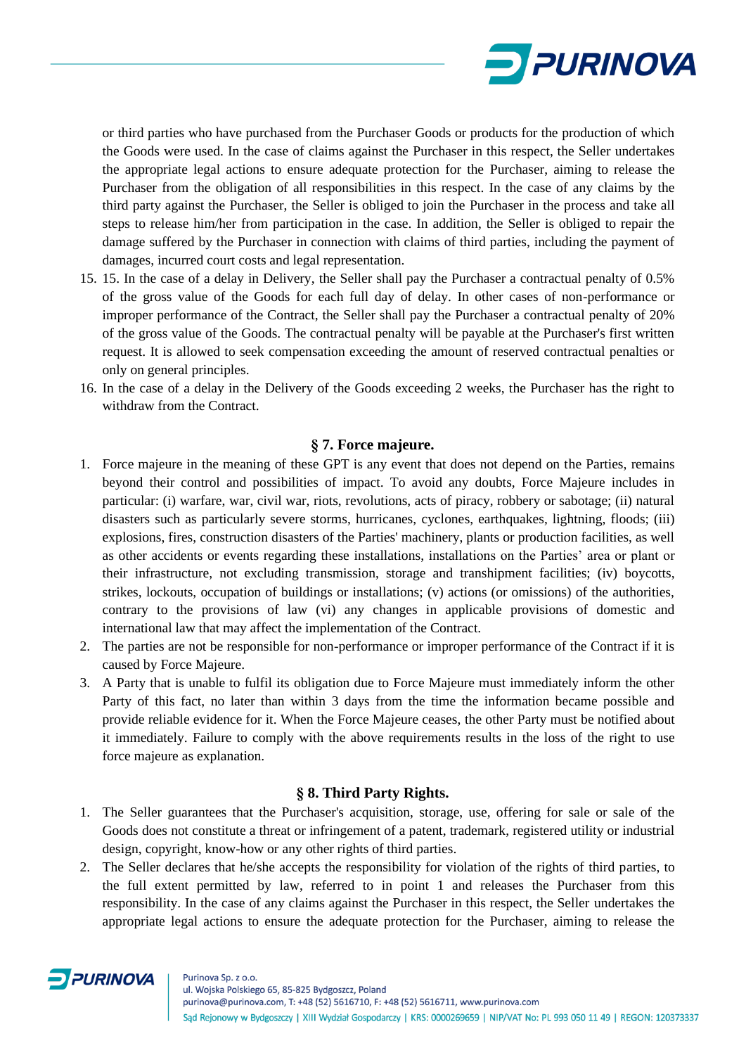or third parties who have purchased from the Purchaser Goods or products for the production of which the Goods were used. In the case of claims against the Purchaser in this respect, the Seller undertakes the appropriate legal actions to ensure adequate protection for the Purchaser, aiming to release the Purchaser from the obligation of all responsibilities in this respect. In the case of any claims by the third party against the Purchaser, the Seller is obliged to join the Purchaser in the process and take all steps to release him/her from participation in the case. In addition, the Seller is obliged to repair the damage suffered by the Purchaser in connection with claims of third parties, including the payment of damages, incurred court costs and legal representation.

15. 15. In the case of a delay in Delivery, the Seller shall pay the Purchaser a contractual penalty of 0.5% of the gross value of the Goods for each full day of delay. In other cases of non-performance or improper performance of the Contract, the Seller shall pay the Purchaser a contractual penalty of 20% of the gross value of the Goods. The contractual penalty will be payable at the Purchaser's first written request. It is allowed to seek compensation exceeding the amount of reserved contractual penalties or only on general principles.
16. In the case of a delay in the Delivery of the Goods exceeding 2 weeks, the Purchaser has the right to withdraw from the Contract.

## § 7. Force majeure.

1. Force majeure in the meaning of these GPT is any event that does not depend on the Parties, remains beyond their control and possibilities of impact. To avoid any doubts, Force Majeure includes in particular: (i) warfare, war, civil war, riots, revolutions, acts of piracy, robbery or sabotage; (ii) natural disasters such as particularly severe storms, hurricanes, cyclones, earthquakes, lightning, floods; (iii) explosions, fires, construction disasters of the Parties' machinery, plants or production facilities, as well as other accidents or events regarding these installations, installations on the Parties' area or plant or their infrastructure, not excluding transmission, storage and transhipment facilities; (iv) boycotts, strikes, lockouts, occupation of buildings or installations; (v) actions (or omissions) of the authorities, contrary to the provisions of law (vi) any changes in applicable provisions of domestic and international law that may affect the implementation of the Contract.
2. The parties are not be responsible for non-performance or improper performance of the Contract if it is caused by Force Majeure.
3. A Party that is unable to fulfil its obligation due to Force Majeure must immediately inform the other Party of this fact, no later than within 3 days from the time the information became possible and provide reliable evidence for it. When the Force Majeure ceases, the other Party must be notified about it immediately. Failure to comply with the above requirements results in the loss of the right to use force majeure as explanation.

## § 8. Third Party Rights.

1. The Seller guarantees that the Purchaser's acquisition, storage, use, offering for sale or sale of the Goods does not constitute a threat or infringement of a patent, trademark, registered utility or industrial design, copyright, know-how or any other rights of third parties.
2. The Seller declares that he/she accepts the responsibility for violation of the rights of third parties, to the full extent permitted by law, referred to in point 1 and releases the Purchaser from this responsibility. In the case of any claims against the Purchaser in this respect, the Seller undertakes the appropriate legal actions to ensure the adequate protection for the Purchaser, aiming to release the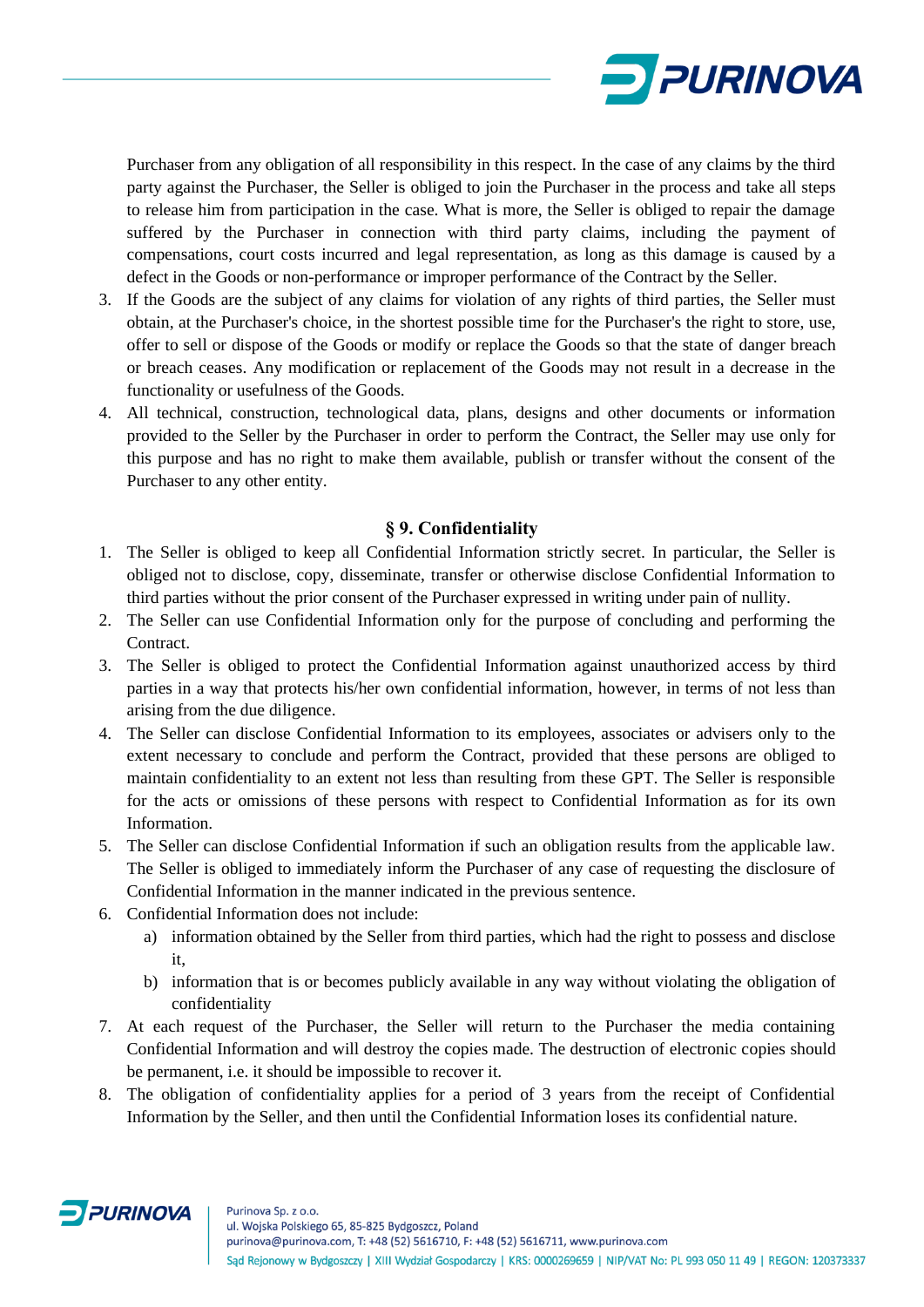Purchaser from any obligation of all responsibility in this respect. In the case of any claims by the third party against the Purchaser, the Seller is obliged to join the Purchaser in the process and take all steps to release him from participation in the case. What is more, the Seller is obliged to repair the damage suffered by the Purchaser in connection with third party claims, including the payment of compensations, court costs incurred and legal representation, as long as this damage is caused by a defect in the Goods or non-performance or improper performance of the Contract by the Seller.

3. If the Goods are the subject of any claims for violation of any rights of third parties, the Seller must obtain, at the Purchaser's choice, in the shortest possible time for the Purchaser's the right to store, use, offer to sell or dispose of the Goods or modify or replace the Goods so that the state of danger breach or breach ceases. Any modification or replacement of the Goods may not result in a decrease in the functionality or usefulness of the Goods.
4. All technical, construction, technological data, plans, designs and other documents or information provided to the Seller by the Purchaser in order to perform the Contract, the Seller may use only for this purpose and has no right to make them available, publish or transfer without the consent of the Purchaser to any other entity.

## § 9. Confidentiality

1. The Seller is obliged to keep all Confidential Information strictly secret. In particular, the Seller is obliged not to disclose, copy, disseminate, transfer or otherwise disclose Confidential Information to third parties without the prior consent of the Purchaser expressed in writing under pain of nullity.
2. The Seller can use Confidential Information only for the purpose of concluding and performing the Contract.
3. The Seller is obliged to protect the Confidential Information against unauthorized access by third parties in a way that protects his/her own confidential information, however, in terms of not less than arising from the due diligence.
4. The Seller can disclose Confidential Information to its employees, associates or advisers only to the extent necessary to conclude and perform the Contract, provided that these persons are obliged to maintain confidentiality to an extent not less than resulting from these GPT. The Seller is responsible for the acts or omissions of these persons with respect to Confidential Information as for its own Information.
5. The Seller can disclose Confidential Information if such an obligation results from the applicable law. The Seller is obliged to immediately inform the Purchaser of any case of requesting the disclosure of Confidential Information in the manner indicated in the previous sentence.
6. Confidential Information does not include:
   a) information obtained by the Seller from third parties, which had the right to possess and disclose it,
   b) information that is or becomes publicly available in any way without violating the obligation of confidentiality
7. At each request of the Purchaser, the Seller will return to the Purchaser the media containing Confidential Information and will destroy the copies made. The destruction of electronic copies should be permanent, i.e. it should be impossible to recover it.
8. The obligation of confidentiality applies for a period of 3 years from the receipt of Confidential Information by the Seller, and then until the Confidential Information loses its confidential nature.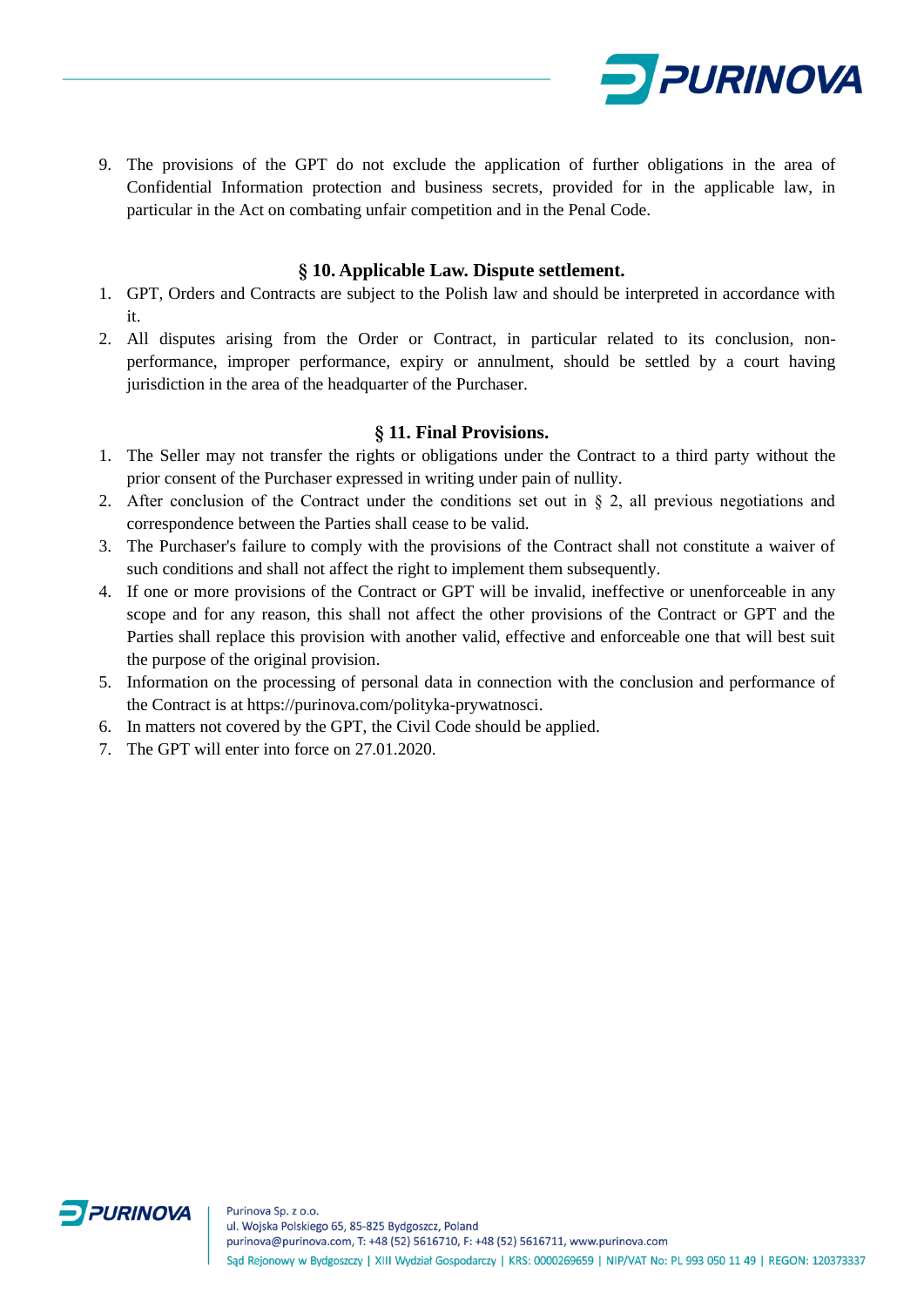9. The provisions of the GPT do not exclude the application of further obligations in the area of Confidential Information protection and business secrets, provided for in the applicable law, in particular in the Act on combating unfair competition and in the Penal Code.

## § 10. Applicable Law. Dispute settlement.

1. GPT, Orders and Contracts are subject to the Polish law and should be interpreted in accordance with it.
2. All disputes arising from the Order or Contract, in particular related to its conclusion, non-performance, improper performance, expiry or annulment, should be settled by a court having jurisdiction in the area of the headquarter of the Purchaser.

## § 11. Final Provisions.

1. The Seller may not transfer the rights or obligations under the Contract to a third party without the prior consent of the Purchaser expressed in writing under pain of nullity.
2. After conclusion of the Contract under the conditions set out in § 2, all previous negotiations and correspondence between the Parties shall cease to be valid.
3. The Purchaser's failure to comply with the provisions of the Contract shall not constitute a waiver of such conditions and shall not affect the right to implement them subsequently.
4. If one or more provisions of the Contract or GPT will be invalid, ineffective or unenforceable in any scope and for any reason, this shall not affect the other provisions of the Contract or GPT and the Parties shall replace this provision with another valid, effective and enforceable one that will best suit the purpose of the original provision.
5. Information on the processing of personal data in connection with the conclusion and performance of the Contract is at https://purinova.com/polityka-prywatnosci.
6. In matters not covered by the GPT, the Civil Code should be applied.
7. The GPT will enter into force on 27.01.2020.